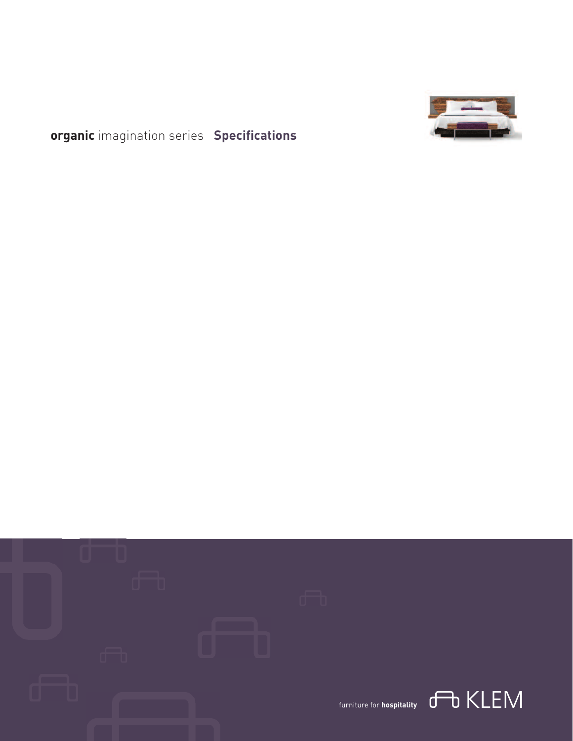# **organic** imagination series **Specifications**

furniture for **hospitality** KLEM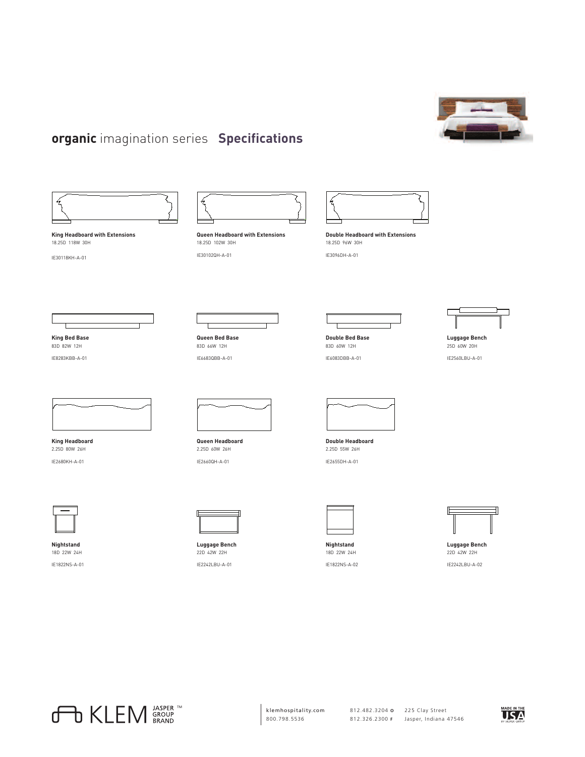# **organic** imagination series **Specifications**

**King Headboard with Extensions**
18.25D 118W 30H

IE30118KH-A-01

**Queen Headboard with Extensions**
18.25D 102W 30H

IE30102QH-A-01

**Double Headboard with Extensions**
18.25D 96W 30H

IE3096DH-A-01

**King Bed Base**
83D 82W 12H

IE8283KBB-A-01

**Queen Bed Base**
83D 66W 12H

IE6683QBB-A-01

**Double Bed Base**
83D 60W 12H

IE6083DBB-A-01

**Luggage Bench**
25D 60W 20H

IE2560LBU-A-01

**King Headboard**
2.25D 80W 26H

IE2680KH-A-01

**Queen Headboard**
2.25D 60W 26H

IE2660QH-A-01

**Double Headboard**
2.25D 55W 26H

IE2655DH-A-01

**Nightstand**
18D 22W 24H

IE1822NS-A-01

**Luggage Bench**
22D 42W 22H

IE2242LBU-A-01

**Nightstand**
18D 22W 24H

IE1822NS-A-02

**Luggage Bench**
22D 42W 22H

IE2242LBU-A-02

KLEM JASPER GROUP BRAND ™

klemhospitality.com
800.798.5536

812.482.3204 **O**
812.326.2300 **F**

225 Clay Street
Jasper, Indiana 47546

MADE IN THE USA BY JASPER GROUP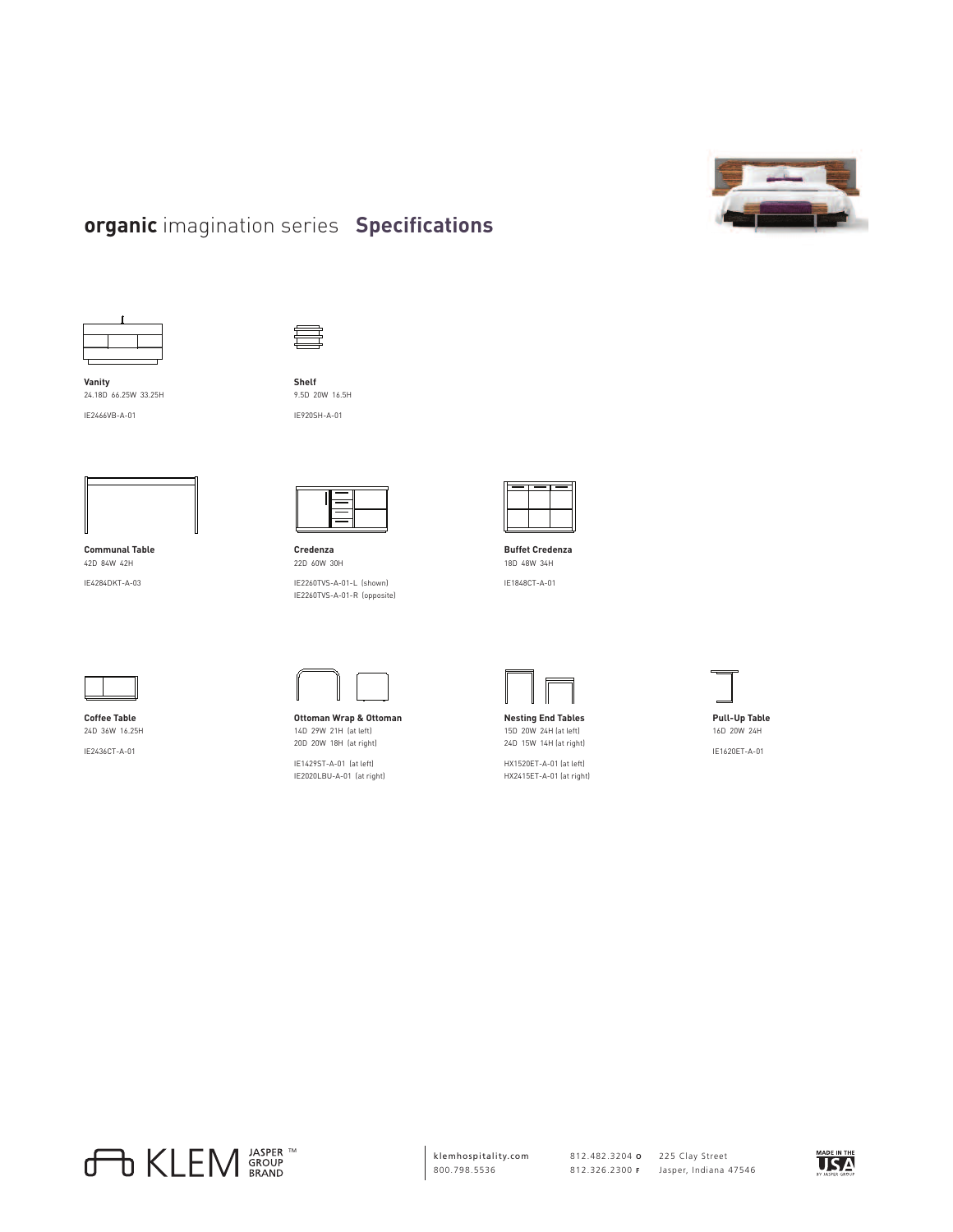# **organic** imagination series **Specifications**

**Vanity**
24.18D 66.25W 33.25H

IE2466VB-A-01

**Shelf**
9.5D 20W 16.5H

IE920SH-A-01

**Communal Table**
42D 84W 42H

IE4284DKT-A-03

**Credenza**
22D 60W 30H

IE2260TVS-A-01-L (shown)
IE2260TVS-A-01-R (opposite)

**Buffet Credenza**
18D 48W 34H

IE1848CT-A-01

**Coffee Table**
24D 36W 16.25H

IE2436CT-A-01

**Ottoman Wrap & Ottoman**
14D 29W 21H (at left)
20D 20W 18H (at right)

IE1429ST-A-01 (at left)
IE2020LBU-A-01 (at right)

**Nesting End Tables**
15D 20W 24H (at left)
24D 15W 14H (at right)

HX1520ET-A-01 (at left)
HX2415ET-A-01 (at right)

**Pull-Up Table**
16D 20W 24H

IE1620ET-A-01

KLEM JASPER GROUP BRAND ™

klemhospitality.com
800.798.5536

812.482.3204 **O**
812.326.2300 **F**

225 Clay Street
Jasper, Indiana 47546

MADE IN THE USA BY JASPER GROUP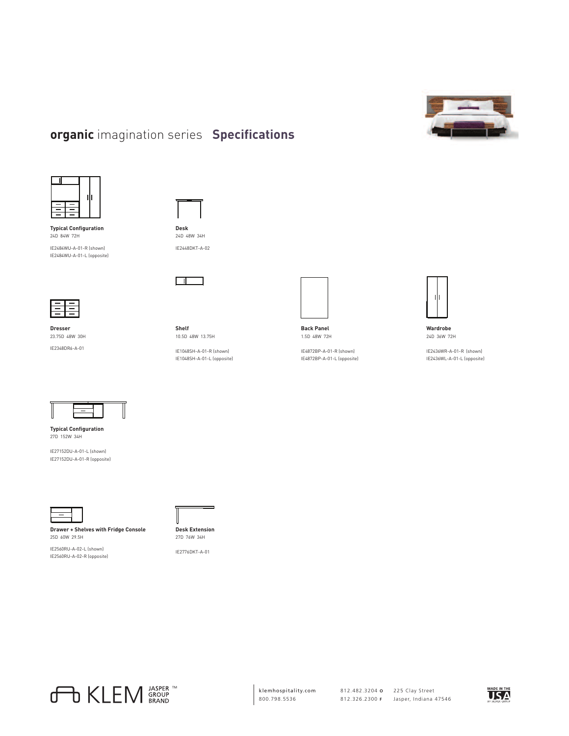# **organic** imagination series **Specifications**

**Typical Configuration**
24D 84W 72H

IE2484WU-A-01-R (shown)
IE2484WU-A-01-L (opposite)

**Desk**
24D 48W 34H

IE2448DKT-A-02

**Dresser**
23.75D 48W 30H

IE2348DR6-A-01

**Shelf**
10.5D 48W 13.75H

IE1048SH-A-01-R (shown)
IE1048SH-A-01-L (opposite)

**Back Panel**
1.5D 48W 72H

IE4872BP-A-01-R (shown)
IE4872BP-A-01-L (opposite)

**Wardrobe**
24D 36W 72H

IE2436WR-A-01-R (shown)
IE2436WL-A-01-L (opposite)

**Typical Configuration**
27D 152W 34H

IE27152DU-A-01-L (shown)
IE27152DU-A-01-R (opposite)

**Drawer + Shelves with Fridge Console**
25D 60W 29.5H

IE2560RU-A-02-L (shown)
IE2560RU-A-02-R (opposite)

**Desk Extension**
27D 76W 34H

IE2776DKT-A-01

KLEM JASPER GROUP BRAND ™

klemhospitality.com
800.798.5536

812.482.3204 **O**
812.326.2300 **F**

225 Clay Street
Jasper, Indiana 47546

MADE IN THE USA BY JASPER GROUP